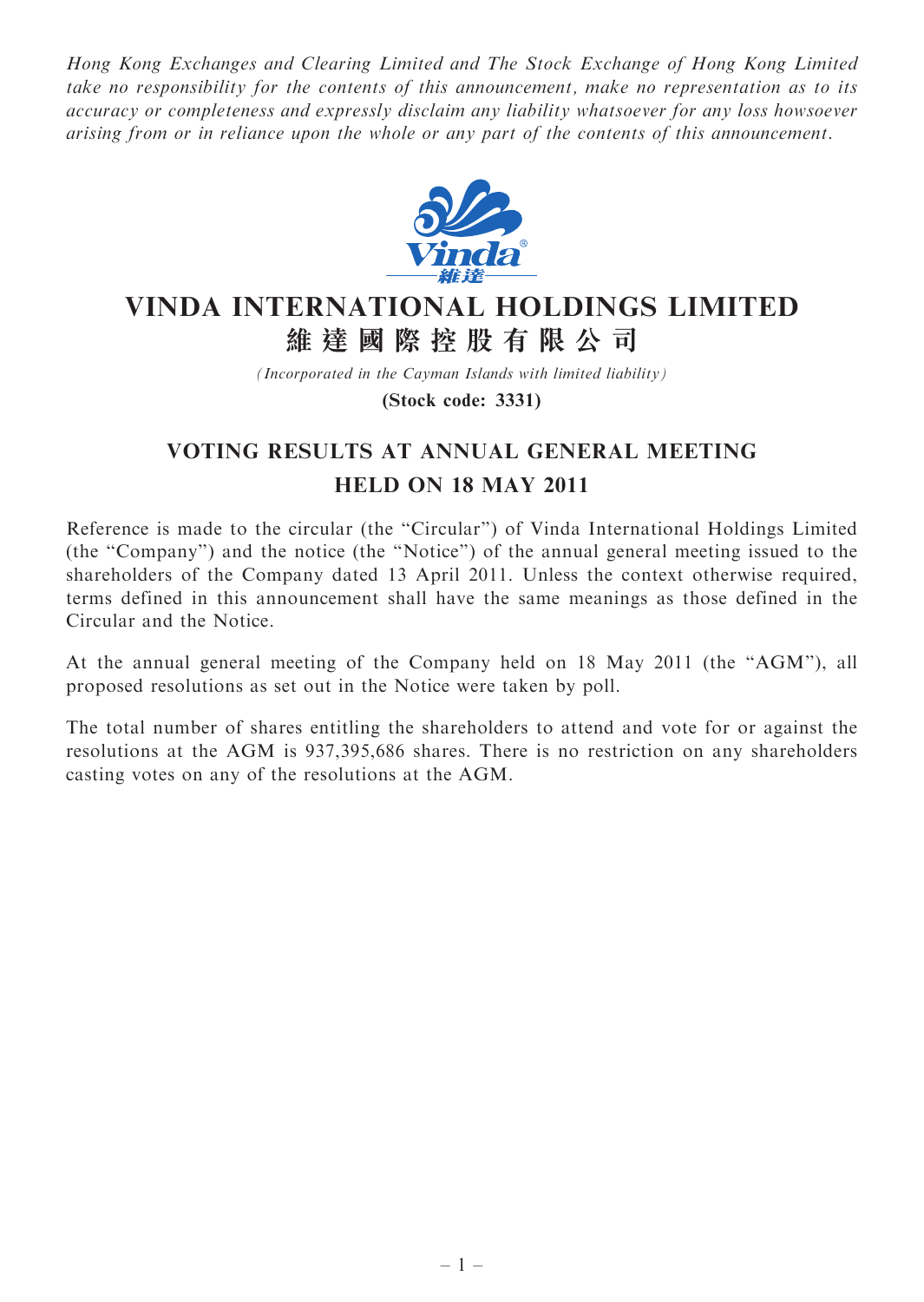*Hong Kong Exchanges and Clearing Limited and The Stock Exchange of Hong Kong Limited take no responsibility for the contents of this announcement, make no representation as to its accuracy or completeness and expressly disclaim any liability whatsoever for any loss howsoever arising from or in reliance upon the whole or any part of the contents of this announcement.*

# VINDA INTERNATIONAL HOLDINGS LIMITED
# 維達國際控股有限公司

*(Incorporated in the Cayman Islands with limited liability)*

**(Stock code: 3331)**

## VOTING RESULTS AT ANNUAL GENERAL MEETING HELD ON 18 MAY 2011

Reference is made to the circular (the "Circular") of Vinda International Holdings Limited (the "Company") and the notice (the "Notice") of the annual general meeting issued to the shareholders of the Company dated 13 April 2011. Unless the context otherwise required, terms defined in this announcement shall have the same meanings as those defined in the Circular and the Notice.

At the annual general meeting of the Company held on 18 May 2011 (the "AGM"), all proposed resolutions as set out in the Notice were taken by poll.

The total number of shares entitling the shareholders to attend and vote for or against the resolutions at the AGM is 937,395,686 shares. There is no restriction on any shareholders casting votes on any of the resolutions at the AGM.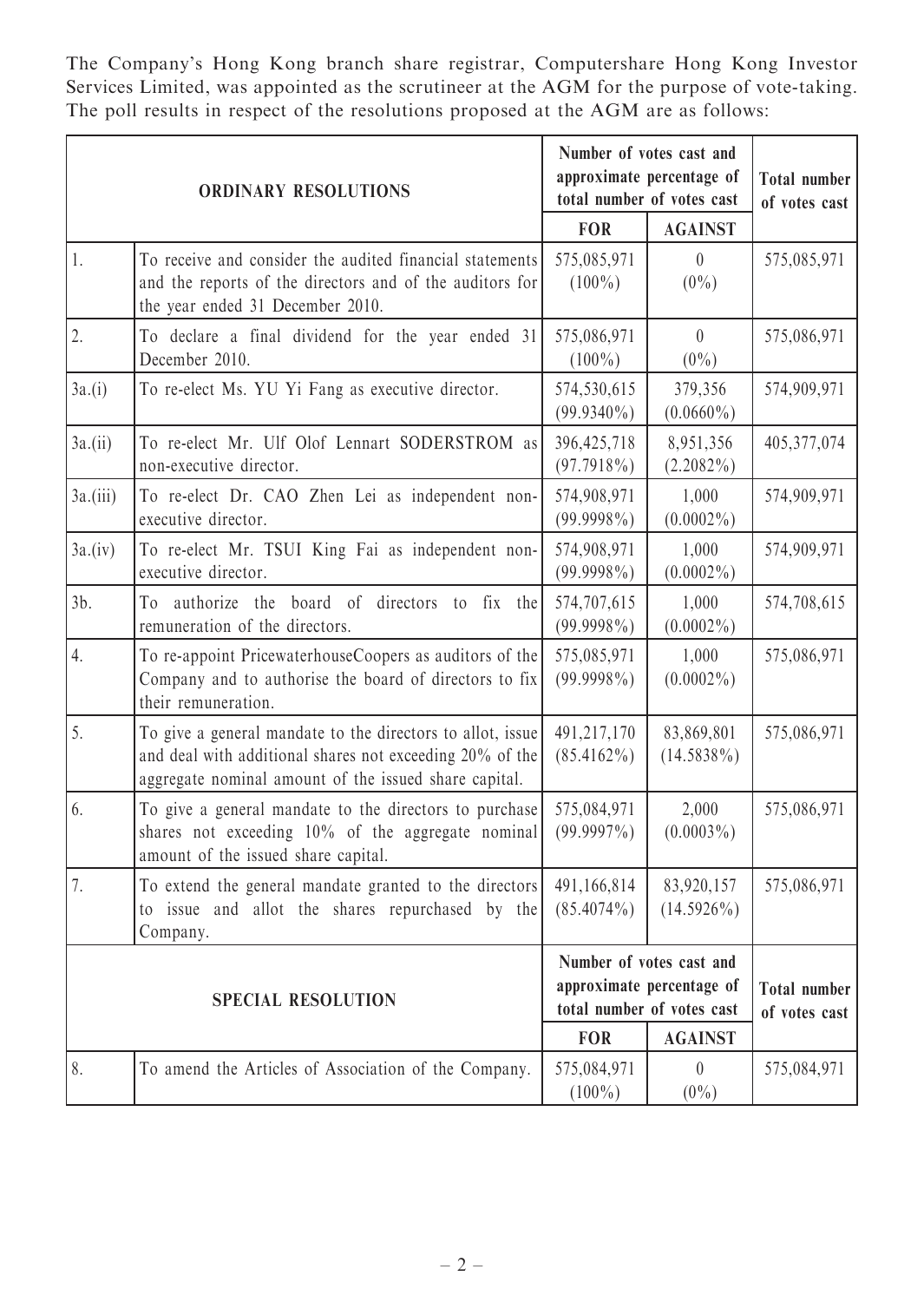The Company's Hong Kong branch share registrar, Computershare Hong Kong Investor Services Limited, was appointed as the scrutineer at the AGM for the purpose of vote-taking. The poll results in respect of the resolutions proposed at the AGM are as follows:

| ORDINARY RESOLUTIONS | | Number of votes cast and approximate percentage of total number of votes cast | | Total number of votes cast |
|---|---|---|---|---|
| | | FOR | AGAINST | |
| 1. | To receive and consider the audited financial statements and the reports of the directors and of the auditors for the year ended 31 December 2010. | 575,085,971 (100%) | 0 (0%) | 575,085,971 |
| 2. | To declare a final dividend for the year ended 31 December 2010. | 575,086,971 (100%) | 0 (0%) | 575,086,971 |
| 3a.(i) | To re-elect Ms. YU Yi Fang as executive director. | 574,530,615 (99.9340%) | 379,356 (0.0660%) | 574,909,971 |
| 3a.(ii) | To re-elect Mr. Ulf Olof Lennart SODERSTROM as non-executive director. | 396,425,718 (97.7918%) | 8,951,356 (2.2082%) | 405,377,074 |
| 3a.(iii) | To re-elect Dr. CAO Zhen Lei as independent non-executive director. | 574,908,971 (99.9998%) | 1,000 (0.0002%) | 574,909,971 |
| 3a.(iv) | To re-elect Mr. TSUI King Fai as independent non-executive director. | 574,908,971 (99.9998%) | 1,000 (0.0002%) | 574,909,971 |
| 3b. | To authorize the board of directors to fix the remuneration of the directors. | 574,707,615 (99.9998%) | 1,000 (0.0002%) | 574,708,615 |
| 4. | To re-appoint PricewaterhouseCoopers as auditors of the Company and to authorise the board of directors to fix their remuneration. | 575,085,971 (99.9998%) | 1,000 (0.0002%) | 575,086,971 |
| 5. | To give a general mandate to the directors to allot, issue and deal with additional shares not exceeding 20% of the aggregate nominal amount of the issued share capital. | 491,217,170 (85.4162%) | 83,869,801 (14.5838%) | 575,086,971 |
| 6. | To give a general mandate to the directors to purchase shares not exceeding 10% of the aggregate nominal amount of the issued share capital. | 575,084,971 (99.9997%) | 2,000 (0.0003%) | 575,086,971 |
| 7. | To extend the general mandate granted to the directors to issue and allot the shares repurchased by the Company. | 491,166,814 (85.4074%) | 83,920,157 (14.5926%) | 575,086,971 |
| **SPECIAL RESOLUTION** | | **Number of votes cast and approximate percentage of total number of votes cast** | | **Total number of votes cast** |
| | | **FOR** | **AGAINST** | |
| 8. | To amend the Articles of Association of the Company. | 575,084,971 (100%) | 0 (0%) | 575,084,971 |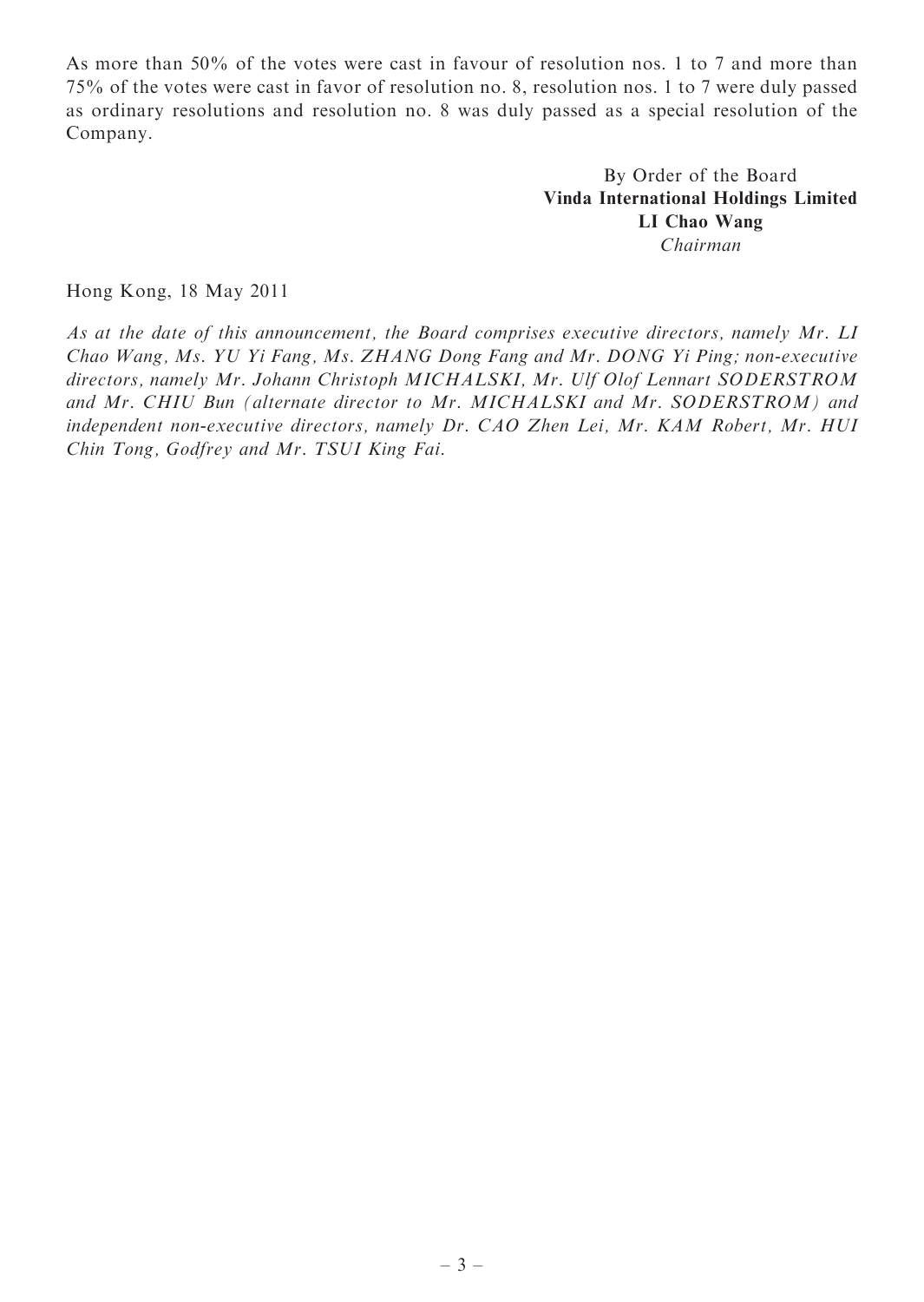As more than 50% of the votes were cast in favour of resolution nos. 1 to 7 and more than 75% of the votes were cast in favor of resolution no. 8, resolution nos. 1 to 7 were duly passed as ordinary resolutions and resolution no. 8 was duly passed as a special resolution of the Company.

By Order of the Board
**Vinda International Holdings Limited**
**LI Chao Wang**
*Chairman*

Hong Kong, 18 May 2011

*As at the date of this announcement, the Board comprises executive directors, namely Mr. LI Chao Wang, Ms. YU Yi Fang, Ms. ZHANG Dong Fang and Mr. DONG Yi Ping; non-executive directors, namely Mr. Johann Christoph MICHALSKI, Mr. Ulf Olof Lennart SODERSTROM and Mr. CHIU Bun (alternate director to Mr. MICHALSKI and Mr. SODERSTROM) and independent non-executive directors, namely Dr. CAO Zhen Lei, Mr. KAM Robert, Mr. HUI Chin Tong, Godfrey and Mr. TSUI King Fai.*